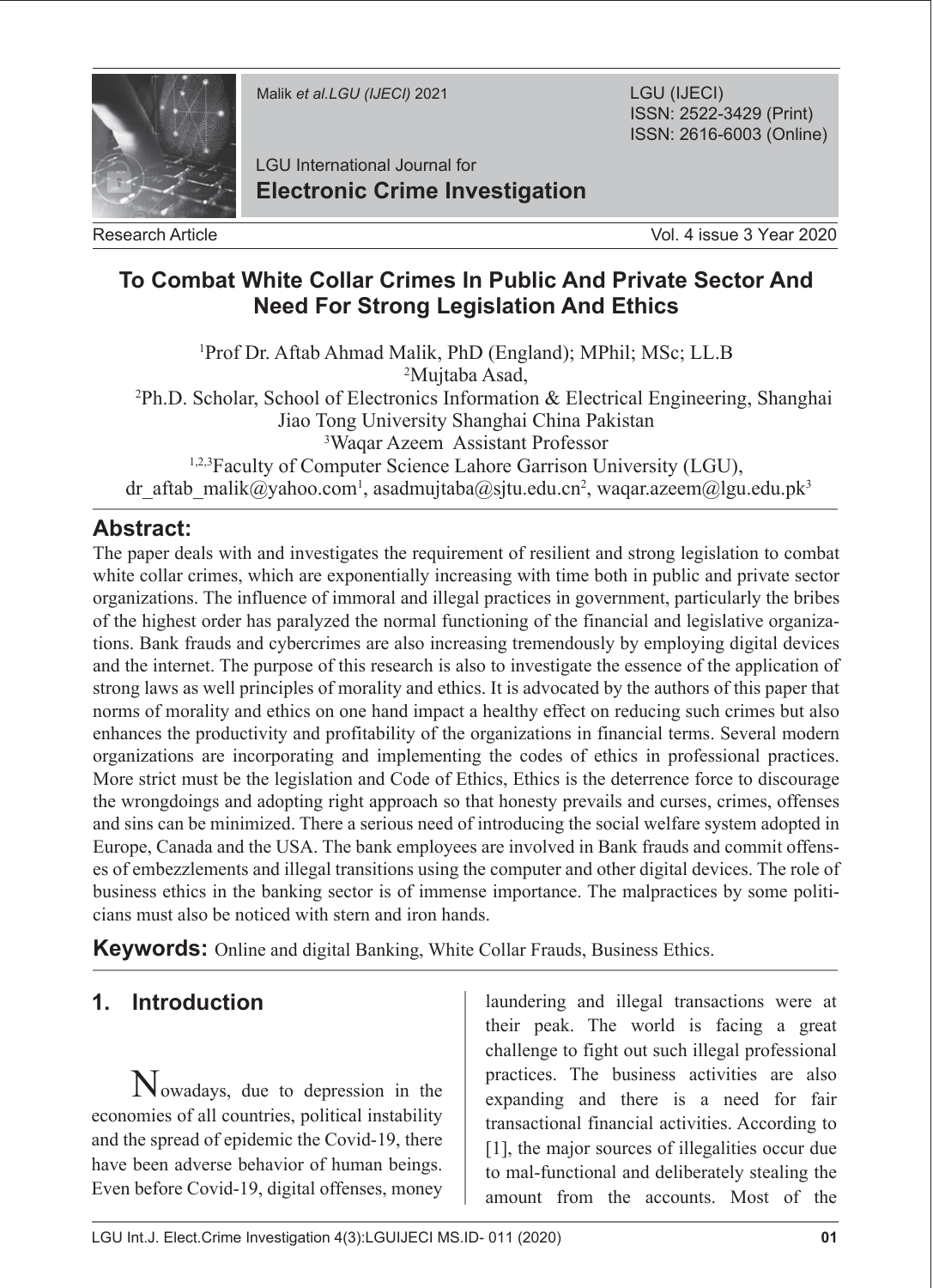Research Article

# To Combat White Collar Crimes In Public And Private Sector And Need For Strong Legislation And Ethics

[1]Prof Dr. Aftab Ahmad Malik, PhD (England); MPhil; MSc; LL.B
[2]Mujtaba Asad,
[2]Ph.D. Scholar, School of Electronics Information & Electrical Engineering, Shanghai Jiao Tong University Shanghai China Pakistan
[3]Waqar Azeem Assistant Professor
[1,2,3]Faculty of Computer Science Lahore Garrison University (LGU),
dr_aftab_malik@yahoo.com[1], asadmujtaba@sjtu.edu.cn[2], waqar.azeem@lgu.edu.pk[3]

## Abstract:

The paper deals with and investigates the requirement of resilient and strong legislation to combat white collar crimes, which are exponentially increasing with time both in public and private sector organizations. The influence of immoral and illegal practices in government, particularly the bribes of the highest order has paralyzed the normal functioning of the financial and legislative organizations. Bank frauds and cybercrimes are also increasing tremendously by employing digital devices and the internet. The purpose of this research is also to investigate the essence of the application of strong laws as well principles of morality and ethics. It is advocated by the authors of this paper that norms of morality and ethics on one hand impact a healthy effect on reducing such crimes but also enhances the productivity and profitability of the organizations in financial terms. Several modern organizations are incorporating and implementing the codes of ethics in professional practices. More strict must be the legislation and Code of Ethics, Ethics is the deterrence force to discourage the wrongdoings and adopting right approach so that honesty prevails and curses, crimes, offenses and sins can be minimized. There a serious need of introducing the social welfare system adopted in Europe, Canada and the USA. The bank employees are involved in Bank frauds and commit offenses of embezzlements and illegal transitions using the computer and other digital devices. The role of business ethics in the banking sector is of immense importance. The malpractices by some politicians must also be noticed with stern and iron hands.

**Keywords:** Online and digital Banking, White Collar Frauds, Business Ethics.

## 1. Introduction

Nowadays, due to depression in the economies of all countries, political instability and the spread of epidemic the Covid-19, there have been adverse behavior of human beings. Even before Covid-19, digital offenses, money laundering and illegal transactions were at their peak. The world is facing a great challenge to fight out such illegal professional practices. The business activities are also expanding and there is a need for fair transactional financial activities. According to [1], the major sources of illegalities occur due to mal-functional and deliberately stealing the amount from the accounts. Most of the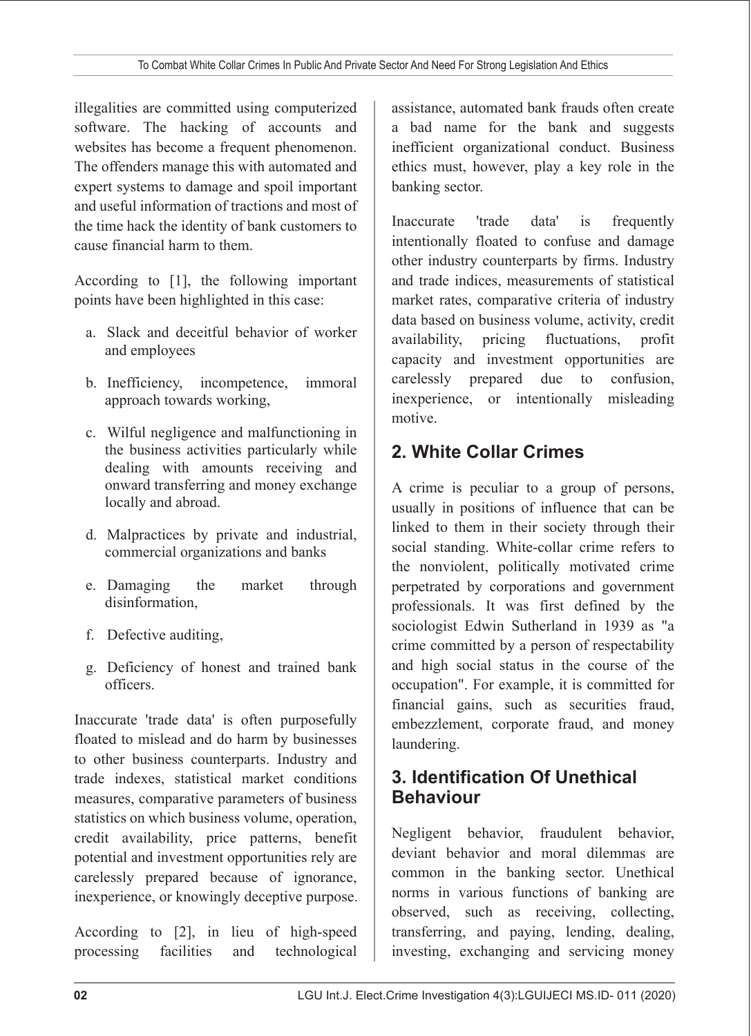illegalities are committed using computerized software. The hacking of accounts and websites has become a frequent phenomenon. The offenders manage this with automated and expert systems to damage and spoil important and useful information of tractions and most of the time hack the identity of bank customers to cause financial harm to them.

According to [1], the following important points have been highlighted in this case:

a. Slack and deceitful behavior of worker and employees

b. Inefficiency, incompetence, immoral approach towards working,

c. Wilful negligence and malfunctioning in the business activities particularly while dealing with amounts receiving and onward transferring and money exchange locally and abroad.

d. Malpractices by private and industrial, commercial organizations and banks

e. Damaging the market through disinformation,

f. Defective auditing,

g. Deficiency of honest and trained bank officers.

Inaccurate 'trade data' is often purposefully floated to mislead and do harm by businesses to other business counterparts. Industry and trade indexes, statistical market conditions measures, comparative parameters of business statistics on which business volume, operation, credit availability, price patterns, benefit potential and investment opportunities rely are carelessly prepared because of ignorance, inexperience, or knowingly deceptive purpose.

According to [2], in lieu of high-speed processing facilities and technological assistance, automated bank frauds often create a bad name for the bank and suggests inefficient organizational conduct. Business ethics must, however, play a key role in the banking sector.

Inaccurate 'trade data' is frequently intentionally floated to confuse and damage other industry counterparts by firms. Industry and trade indices, measurements of statistical market rates, comparative criteria of industry data based on business volume, activity, credit availability, pricing fluctuations, profit capacity and investment opportunities are carelessly prepared due to confusion, inexperience, or intentionally misleading motive.

## 2. White Collar Crimes

A crime is peculiar to a group of persons, usually in positions of influence that can be linked to them in their society through their social standing. White-collar crime refers to the nonviolent, politically motivated crime perpetrated by corporations and government professionals. It was first defined by the sociologist Edwin Sutherland in 1939 as "a crime committed by a person of respectability and high social status in the course of the occupation". For example, it is committed for financial gains, such as securities fraud, embezzlement, corporate fraud, and money laundering.

## 3. Identification Of Unethical Behaviour

Negligent behavior, fraudulent behavior, deviant behavior and moral dilemmas are common in the banking sector. Unethical norms in various functions of banking are observed, such as receiving, collecting, transferring, and paying, lending, dealing, investing, exchanging and servicing money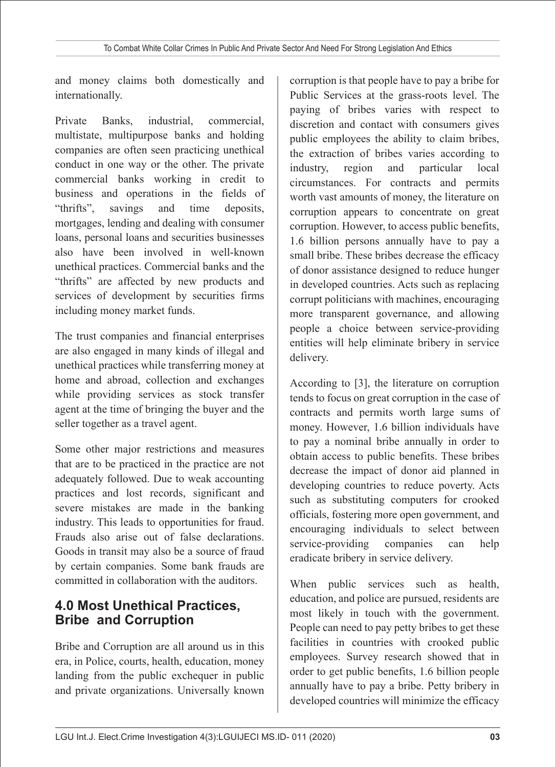and money claims both domestically and internationally.

Private Banks, industrial, commercial, multistate, multipurpose banks and holding companies are often seen practicing unethical conduct in one way or the other. The private commercial banks working in credit to business and operations in the fields of "thrifts", savings and time deposits, mortgages, lending and dealing with consumer loans, personal loans and securities businesses also have been involved in well-known unethical practices. Commercial banks and the "thrifts" are affected by new products and services of development by securities firms including money market funds.

The trust companies and financial enterprises are also engaged in many kinds of illegal and unethical practices while transferring money at home and abroad, collection and exchanges while providing services as stock transfer agent at the time of bringing the buyer and the seller together as a travel agent.

Some other major restrictions and measures that are to be practiced in the practice are not adequately followed. Due to weak accounting practices and lost records, significant and severe mistakes are made in the banking industry. This leads to opportunities for fraud. Frauds also arise out of false declarations. Goods in transit may also be a source of fraud by certain companies. Some bank frauds are committed in collaboration with the auditors.

## 4.0 Most Unethical Practices, Bribe and Corruption

Bribe and Corruption are all around us in this era, in Police, courts, health, education, money landing from the public exchequer in public and private organizations. Universally known corruption is that people have to pay a bribe for Public Services at the grass-roots level. The paying of bribes varies with respect to discretion and contact with consumers gives public employees the ability to claim bribes, the extraction of bribes varies according to industry, region and particular local circumstances. For contracts and permits worth vast amounts of money, the literature on corruption appears to concentrate on great corruption. However, to access public benefits, 1.6 billion persons annually have to pay a small bribe. These bribes decrease the efficacy of donor assistance designed to reduce hunger in developed countries. Acts such as replacing corrupt politicians with machines, encouraging more transparent governance, and allowing people a choice between service-providing entities will help eliminate bribery in service delivery.

According to [3], the literature on corruption tends to focus on great corruption in the case of contracts and permits worth large sums of money. However, 1.6 billion individuals have to pay a nominal bribe annually in order to obtain access to public benefits. These bribes decrease the impact of donor aid planned in developing countries to reduce poverty. Acts such as substituting computers for crooked officials, fostering more open government, and encouraging individuals to select between service-providing companies can help eradicate bribery in service delivery.

When public services such as health, education, and police are pursued, residents are most likely in touch with the government. People can need to pay petty bribes to get these facilities in countries with crooked public employees. Survey research showed that in order to get public benefits, 1.6 billion people annually have to pay a bribe. Petty bribery in developed countries will minimize the efficacy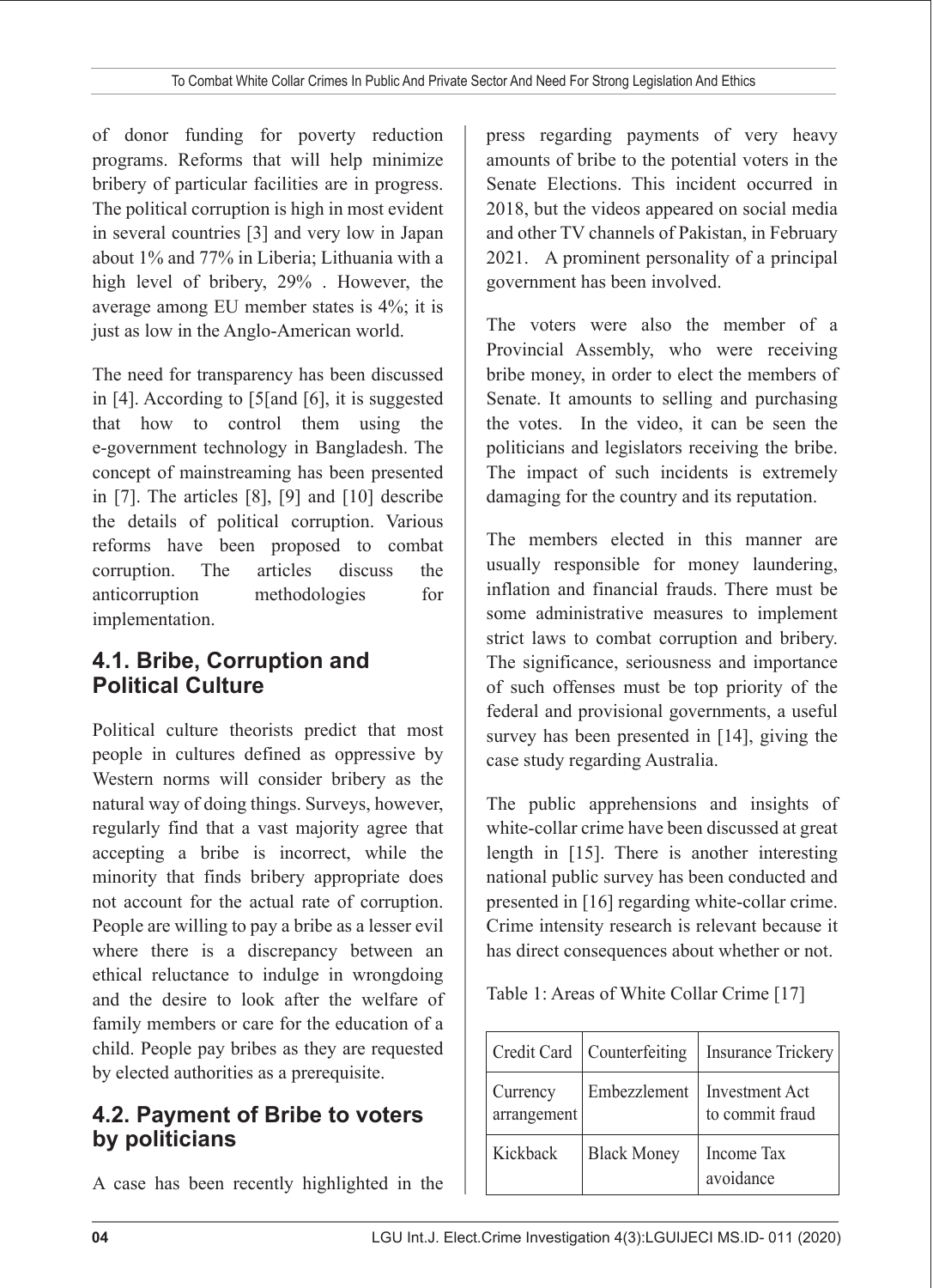of donor funding for poverty reduction programs. Reforms that will help minimize bribery of particular facilities are in progress. The political corruption is high in most evident in several countries [3] and very low in Japan about 1% and 77% in Liberia; Lithuania with a high level of bribery, 29% . However, the average among EU member states is 4%; it is just as low in the Anglo-American world.

The need for transparency has been discussed in [4]. According to [5[and [6], it is suggested that how to control them using the e-government technology in Bangladesh. The concept of mainstreaming has been presented in [7]. The articles [8], [9] and [10] describe the details of political corruption. Various reforms have been proposed to combat corruption. The articles discuss the anticorruption methodologies for implementation.

## 4.1. Bribe, Corruption and Political Culture

Political culture theorists predict that most people in cultures defined as oppressive by Western norms will consider bribery as the natural way of doing things. Surveys, however, regularly find that a vast majority agree that accepting a bribe is incorrect, while the minority that finds bribery appropriate does not account for the actual rate of corruption. People are willing to pay a bribe as a lesser evil where there is a discrepancy between an ethical reluctance to indulge in wrongdoing and the desire to look after the welfare of family members or care for the education of a child. People pay bribes as they are requested by elected authorities as a prerequisite.

## 4.2. Payment of Bribe to voters by politicians

A case has been recently highlighted in the press regarding payments of very heavy amounts of bribe to the potential voters in the Senate Elections. This incident occurred in 2018, but the videos appeared on social media and other TV channels of Pakistan, in February 2021. A prominent personality of a principal government has been involved.

The voters were also the member of a Provincial Assembly, who were receiving bribe money, in order to elect the members of Senate. It amounts to selling and purchasing the votes. In the video, it can be seen the politicians and legislators receiving the bribe. The impact of such incidents is extremely damaging for the country and its reputation.

The members elected in this manner are usually responsible for money laundering, inflation and financial frauds. There must be some administrative measures to implement strict laws to combat corruption and bribery. The significance, seriousness and importance of such offenses must be top priority of the federal and provisional governments, a useful survey has been presented in [14], giving the case study regarding Australia.

The public apprehensions and insights of white-collar crime have been discussed at great length in [15]. There is another interesting national public survey has been conducted and presented in [16] regarding white-collar crime. Crime intensity research is relevant because it has direct consequences about whether or not.

Table 1: Areas of White Collar Crime [17]

| Credit Card | Counterfeiting | Insurance Trickery |
|---|---|---|
| Currency arrangement | Embezzlement | Investment Act to commit fraud |
| Kickback | Black Money | Income Tax avoidance |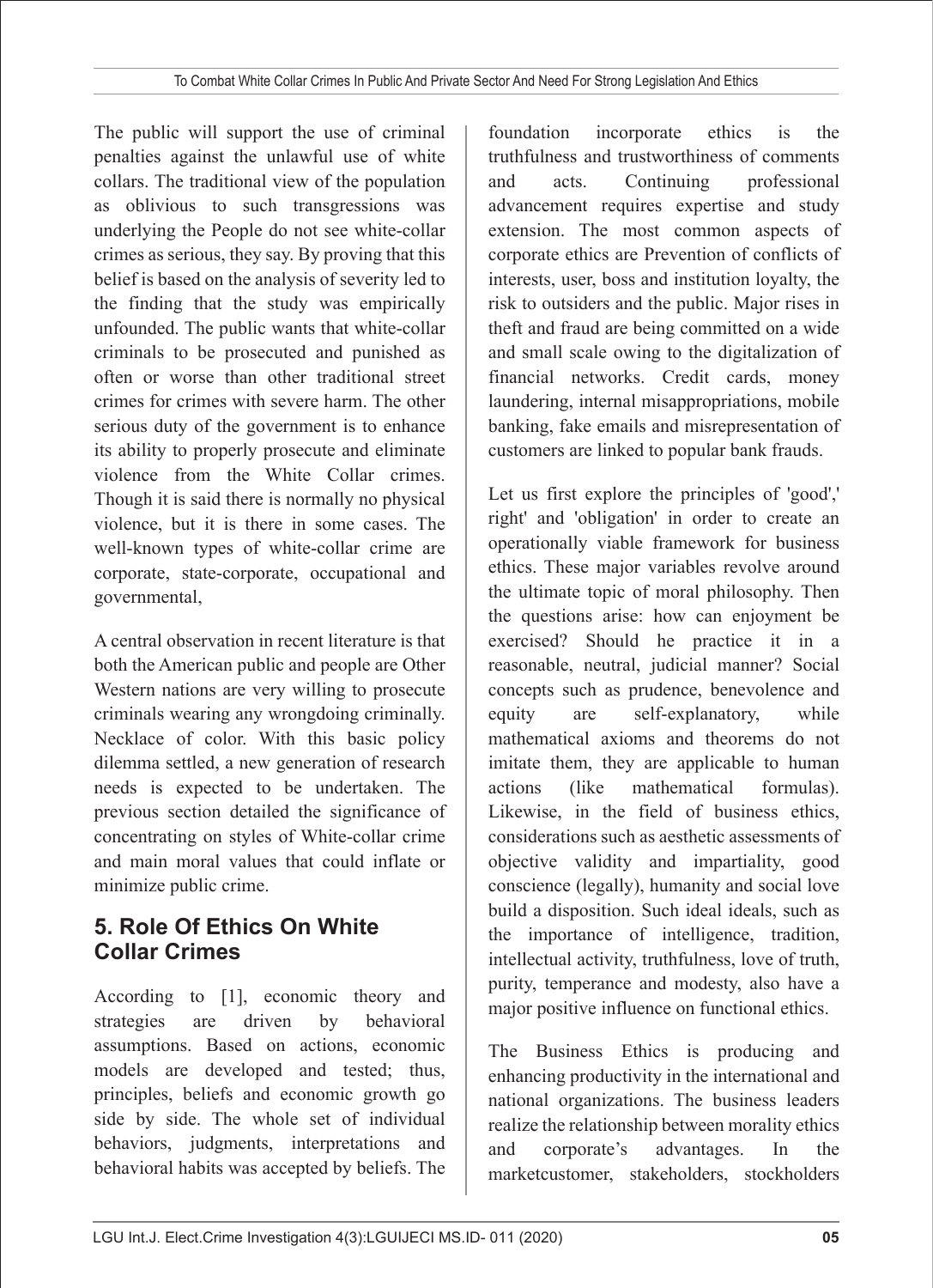The public will support the use of criminal penalties against the unlawful use of white collars. The traditional view of the population as oblivious to such transgressions was underlying the People do not see white-collar crimes as serious, they say. By proving that this belief is based on the analysis of severity led to the finding that the study was empirically unfounded. The public wants that white-collar criminals to be prosecuted and punished as often or worse than other traditional street crimes for crimes with severe harm. The other serious duty of the government is to enhance its ability to properly prosecute and eliminate violence from the White Collar crimes. Though it is said there is normally no physical violence, but it is there in some cases. The well-known types of white-collar crime are corporate, state-corporate, occupational and governmental,

A central observation in recent literature is that both the American public and people are Other Western nations are very willing to prosecute criminals wearing any wrongdoing criminally. Necklace of color. With this basic policy dilemma settled, a new generation of research needs is expected to be undertaken. The previous section detailed the significance of concentrating on styles of White-collar crime and main moral values that could inflate or minimize public crime.

## 5. Role Of Ethics On White Collar Crimes

According to [1], economic theory and strategies are driven by behavioral assumptions. Based on actions, economic models are developed and tested; thus, principles, beliefs and economic growth go side by side. The whole set of individual behaviors, judgments, interpretations and behavioral habits was accepted by beliefs. The foundation incorporate ethics is the truthfulness and trustworthiness of comments and acts. Continuing professional advancement requires expertise and study extension. The most common aspects of corporate ethics are Prevention of conflicts of interests, user, boss and institution loyalty, the risk to outsiders and the public. Major rises in theft and fraud are being committed on a wide and small scale owing to the digitalization of financial networks. Credit cards, money laundering, internal misappropriations, mobile banking, fake emails and misrepresentation of customers are linked to popular bank frauds.

Let us first explore the principles of 'good',' right' and 'obligation' in order to create an operationally viable framework for business ethics. These major variables revolve around the ultimate topic of moral philosophy. Then the questions arise: how can enjoyment be exercised? Should he practice it in a reasonable, neutral, judicial manner? Social concepts such as prudence, benevolence and equity are self-explanatory, while mathematical axioms and theorems do not imitate them, they are applicable to human actions (like mathematical formulas). Likewise, in the field of business ethics, considerations such as aesthetic assessments of objective validity and impartiality, good conscience (legally), humanity and social love build a disposition. Such ideal ideals, such as the importance of intelligence, tradition, intellectual activity, truthfulness, love of truth, purity, temperance and modesty, also have a major positive influence on functional ethics.

The Business Ethics is producing and enhancing productivity in the international and national organizations. The business leaders realize the relationship between morality ethics and corporate's advantages. In the marketcustomer, stakeholders, stockholders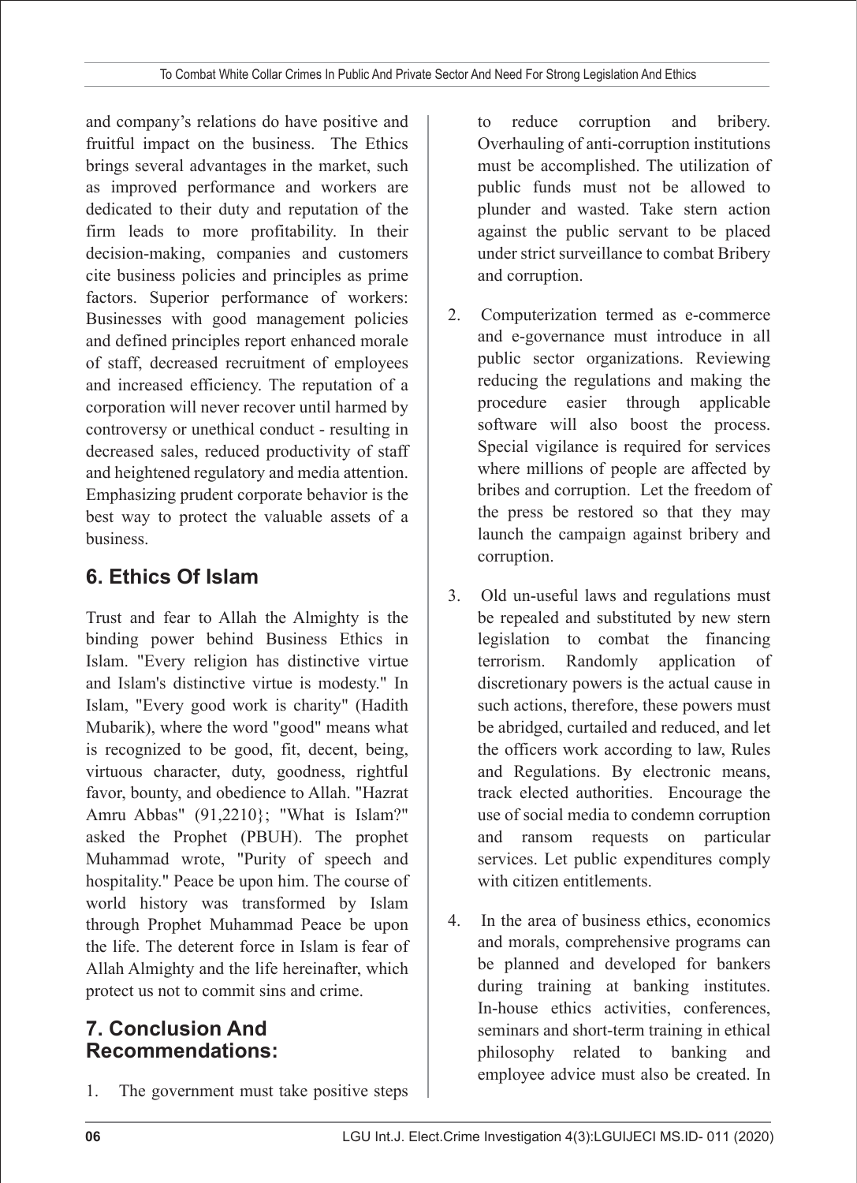and company's relations do have positive and fruitful impact on the business. The Ethics brings several advantages in the market, such as improved performance and workers are dedicated to their duty and reputation of the firm leads to more profitability. In their decision-making, companies and customers cite business policies and principles as prime factors. Superior performance of workers: Businesses with good management policies and defined principles report enhanced morale of staff, decreased recruitment of employees and increased efficiency. The reputation of a corporation will never recover until harmed by controversy or unethical conduct - resulting in decreased sales, reduced productivity of staff and heightened regulatory and media attention. Emphasizing prudent corporate behavior is the best way to protect the valuable assets of a business.

## 6. Ethics Of Islam

Trust and fear to Allah the Almighty is the binding power behind Business Ethics in Islam. "Every religion has distinctive virtue and Islam's distinctive virtue is modesty." In Islam, "Every good work is charity" (Hadith Mubarik), where the word "good" means what is recognized to be good, fit, decent, being, virtuous character, duty, goodness, rightful favor, bounty, and obedience to Allah. "Hazrat Amru Abbas" (91,2210}; "What is Islam?" asked the Prophet (PBUH). The prophet Muhammad wrote, "Purity of speech and hospitality." Peace be upon him. The course of world history was transformed by Islam through Prophet Muhammad Peace be upon the life. The deterent force in Islam is fear of Allah Almighty and the life hereinafter, which protect us not to commit sins and crime.

## 7. Conclusion And Recommendations:

1. The government must take positive steps to reduce corruption and bribery. Overhauling of anti-corruption institutions must be accomplished. The utilization of public funds must not be allowed to plunder and wasted. Take stern action against the public servant to be placed under strict surveillance to combat Bribery and corruption.

2. Computerization termed as e-commerce and e-governance must introduce in all public sector organizations. Reviewing reducing the regulations and making the procedure easier through applicable software will also boost the process. Special vigilance is required for services where millions of people are affected by bribes and corruption. Let the freedom of the press be restored so that they may launch the campaign against bribery and corruption.

3. Old un-useful laws and regulations must be repealed and substituted by new stern legislation to combat the financing terrorism. Randomly application of discretionary powers is the actual cause in such actions, therefore, these powers must be abridged, curtailed and reduced, and let the officers work according to law, Rules and Regulations. By electronic means, track elected authorities. Encourage the use of social media to condemn corruption and ransom requests on particular services. Let public expenditures comply with citizen entitlements.

4. In the area of business ethics, economics and morals, comprehensive programs can be planned and developed for bankers during training at banking institutes. In-house ethics activities, conferences, seminars and short-term training in ethical philosophy related to banking and employee advice must also be created. In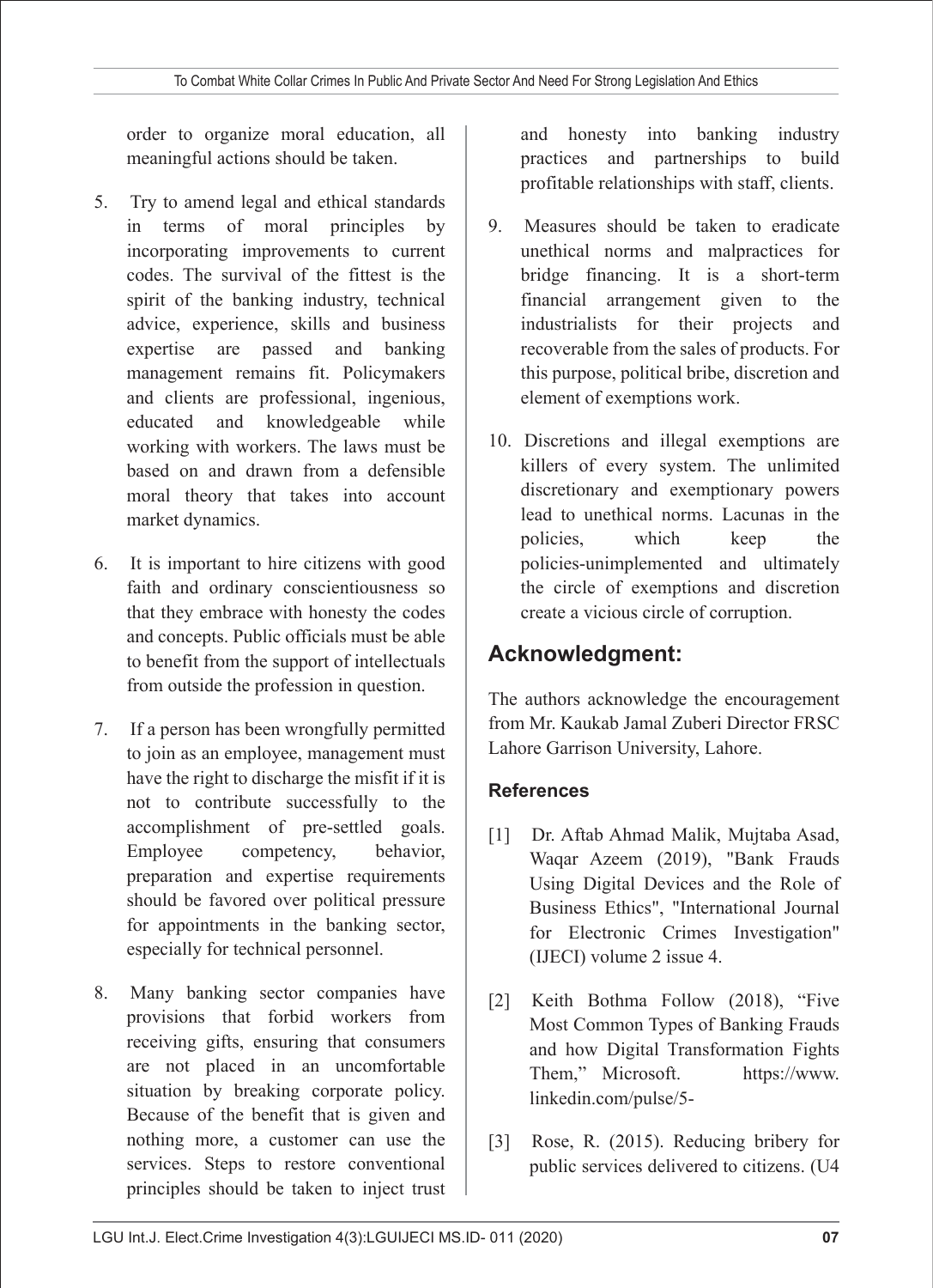order to organize moral education, all meaningful actions should be taken.

5. Try to amend legal and ethical standards in terms of moral principles by incorporating improvements to current codes. The survival of the fittest is the spirit of the banking industry, technical advice, experience, skills and business expertise are passed and banking management remains fit. Policymakers and clients are professional, ingenious, educated and knowledgeable while working with workers. The laws must be based on and drawn from a defensible moral theory that takes into account market dynamics.

6. It is important to hire citizens with good faith and ordinary conscientiousness so that they embrace with honesty the codes and concepts. Public officials must be able to benefit from the support of intellectuals from outside the profession in question.

7. If a person has been wrongfully permitted to join as an employee, management must have the right to discharge the misfit if it is not to contribute successfully to the accomplishment of pre-settled goals. Employee competency, behavior, preparation and expertise requirements should be favored over political pressure for appointments in the banking sector, especially for technical personnel.

8. Many banking sector companies have provisions that forbid workers from receiving gifts, ensuring that consumers are not placed in an uncomfortable situation by breaking corporate policy. Because of the benefit that is given and nothing more, a customer can use the services. Steps to restore conventional principles should be taken to inject trust and honesty into banking industry practices and partnerships to build profitable relationships with staff, clients.

9. Measures should be taken to eradicate unethical norms and malpractices for bridge financing. It is a short-term financial arrangement given to the industrialists for their projects and recoverable from the sales of products. For this purpose, political bribe, discretion and element of exemptions work.

10. Discretions and illegal exemptions are killers of every system. The unlimited discretionary and exemptionary powers lead to unethical norms. Lacunas in the policies, which keep the policies-unimplemented and ultimately the circle of exemptions and discretion create a vicious circle of corruption.

## Acknowledgment:

The authors acknowledge the encouragement from Mr. Kaukab Jamal Zuberi Director FRSC Lahore Garrison University, Lahore.

### References

[1] Dr. Aftab Ahmad Malik, Mujtaba Asad, Waqar Azeem (2019), "Bank Frauds Using Digital Devices and the Role of Business Ethics", "International Journal for Electronic Crimes Investigation" (IJECI) volume 2 issue 4.

[2] Keith Bothma Follow (2018), "Five Most Common Types of Banking Frauds and how Digital Transformation Fights Them," Microsoft. https://www.linkedin.com/pulse/5-

[3] Rose, R. (2015). Reducing bribery for public services delivered to citizens. (U4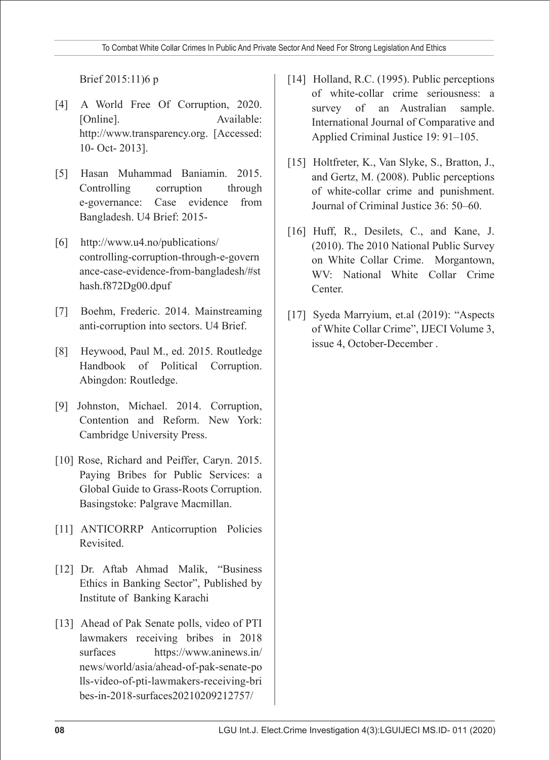Brief 2015:11)6 p

[4] A World Free Of Corruption, 2020. [Online]. Available: http://www.transparency.org. [Accessed: 10- Oct- 2013].

[5] Hasan Muhammad Baniamin. 2015. Controlling corruption through e-governance: Case evidence from Bangladesh. U4 Brief: 2015-

[6] http://www.u4.no/publications/controlling-corruption-through-e-governance-case-evidence-from-bangladesh/#sthash.f872Dg00.dpuf

[7] Boehm, Frederic. 2014. Mainstreaming anti-corruption into sectors. U4 Brief.

[8] Heywood, Paul M., ed. 2015. Routledge Handbook of Political Corruption. Abingdon: Routledge.

[9] Johnston, Michael. 2014. Corruption, Contention and Reform. New York: Cambridge University Press.

[10] Rose, Richard and Peiffer, Caryn. 2015. Paying Bribes for Public Services: a Global Guide to Grass-Roots Corruption. Basingstoke: Palgrave Macmillan.

[11] ANTICORRP Anticorruption Policies Revisited.

[12] Dr. Aftab Ahmad Malik, "Business Ethics in Banking Sector", Published by Institute of Banking Karachi

[13] Ahead of Pak Senate polls, video of PTI lawmakers receiving bribes in 2018 surfaces https://www.aninews.in/news/world/asia/ahead-of-pak-senate-polls-video-of-pti-lawmakers-receiving-bribes-in-2018-surfaces20210209212757/

[14] Holland, R.C. (1995). Public perceptions of white-collar crime seriousness: a survey of an Australian sample. International Journal of Comparative and Applied Criminal Justice 19: 91–105.

[15] Holtfreter, K., Van Slyke, S., Bratton, J., and Gertz, M. (2008). Public perceptions of white-collar crime and punishment. Journal of Criminal Justice 36: 50–60.

[16] Huff, R., Desilets, C., and Kane, J. (2010). The 2010 National Public Survey on White Collar Crime. Morgantown, WV: National White Collar Crime Center.

[17] Syeda Marryium, et.al (2019): "Aspects of White Collar Crime", IJECI Volume 3, issue 4, October-December .